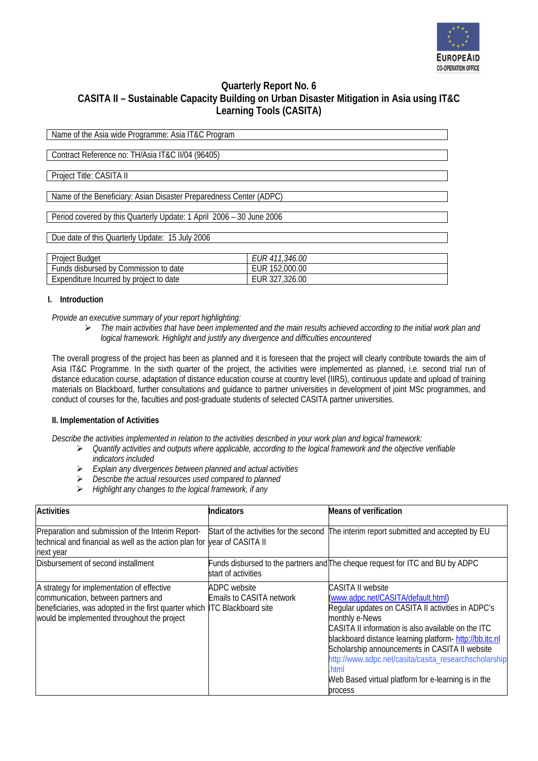EUROPEAID
CO-OPERATION OFFICE

# Quarterly Report No. 6
# CASITA II – Sustainable Capacity Building on Urban Disaster Mitigation in Asia using IT&C Learning Tools (CASITA)

| Name of the Asia wide Programme: Asia IT&C Program |
|---|

| Contract Reference no: TH/Asia IT&C II/04 (96405) |
|---|

| Project Title: CASITA II |
|---|

| Name of the Beneficiary: Asian Disaster Preparedness Center (ADPC) |
|---|

| Period covered by this Quarterly Update: 1 April 2006 – 30 June 2006 |
|---|

| Due date of this Quarterly Update: 15 July 2006 |
|---|

| Project Budget | *EUR 411,346.00* |
|---|---|
| Funds disbursed by Commission to date | EUR 152,000.00 |
| Expenditure Incurred by project to date | EUR 327,326.00 |

## I. Introduction

*Provide an executive summary of your report highlighting:*

- *The main activities that have been implemented and the main results achieved according to the initial work plan and logical framework. Highlight and justify any divergence and difficulties encountered*

The overall progress of the project has been as planned and it is foreseen that the project will clearly contribute towards the aim of Asia IT&C Programme. In the sixth quarter of the project, the activities were implemented as planned, i.e. second trial run of distance education course, adaptation of distance education course at country level (IIRS), continuous update and upload of training materials on Blackboard, further consultations and guidance to partner universities in development of joint MSc programmes, and conduct of courses for the, faculties and post-graduate students of selected CASITA partner universities.

## II. Implementation of Activities

*Describe the activities implemented in relation to the activities described in your work plan and logical framework:*

- *Quantify activities and outputs where applicable, according to the logical framework and the objective verifiable indicators included*
- *Explain any divergences between planned and actual activities*
- *Describe the actual resources used compared to planned*
- *Highlight any changes to the logical framework, if any*

| Activities | Indicators | Means of verification |
|---|---|---|
| Preparation and submission of the Interim Report- technical and financial as well as the action plan for next year | Start of the activities for the second year of CASITA II | The interim report submitted and accepted by EU |
| Disbursement of second installment | Funds disbursed to the partners and start of activities | The cheque request for ITC and BU by ADPC |
| A strategy for implementation of effective communication, between partners and beneficiaries, was adopted in the first quarter which would be implemented throughout the project | ADPC website<br>Emails to CASITA network<br>ITC Blackboard site | CASITA II website (www.adpc.net/CASITA/default.html)<br>Regular updates on CASITA II activities in ADPC's monthly e-News<br>CASITA II information is also available on the ITC blackboard distance learning platform- http://bb.itc.nl<br>Scholarship announcements in CASITA II website http://www.adpc.net/casita/casita_researchscholarship.html<br>Web Based virtual platform for e-learning is in the process |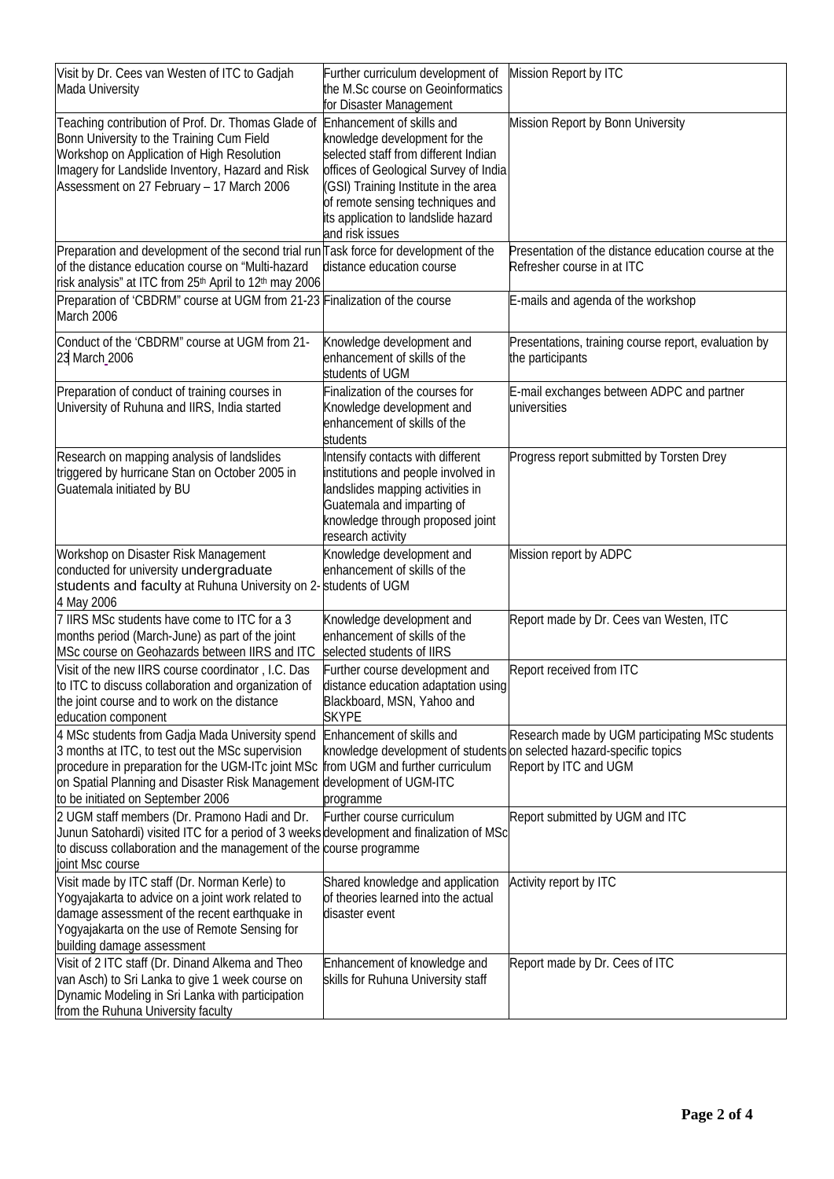| | | |
|---|---|---|
| Visit by Dr. Cees van Westen of ITC to Gadjah Mada University | Further curriculum development of the M.Sc course on Geoinformatics for Disaster Management | Mission Report by ITC |
| Teaching contribution of Prof. Dr. Thomas Glade of Bonn University to the Training Cum Field Workshop on Application of High Resolution Imagery for Landslide Inventory, Hazard and Risk Assessment on 27 February – 17 March 2006 | Enhancement of skills and knowledge development for the selected staff from different Indian offices of Geological Survey of India (GSI) Training Institute in the area of remote sensing techniques and its application to landslide hazard and risk issues | Mission Report by Bonn University |
| Preparation and development of the second trial run of the distance education course on "Multi-hazard risk analysis" at ITC from 25th April to 12th may 2006 | Task force for development of the distance education course | Presentation of the distance education course at the Refresher course in at ITC |
| Preparation of 'CBDRM" course at UGM from 21-23 March 2006 | Finalization of the course | E-mails and agenda of the workshop |
| Conduct of the 'CBDRM" course at UGM from 21-23 March 2006 | Knowledge development and enhancement of skills of the students of UGM | Presentations, training course report, evaluation by the participants |
| Preparation of conduct of training courses in University of Ruhuna and IIRS, India started | Finalization of the courses for Knowledge development and enhancement of skills of the students | E-mail exchanges between ADPC and partner universities |
| Research on mapping analysis of landslides triggered by hurricane Stan on October 2005 in Guatemala initiated by BU | Intensify contacts with different institutions and people involved in landslides mapping activities in Guatemala and imparting of knowledge through proposed joint research activity | Progress report submitted by Torsten Drey |
| Workshop on Disaster Risk Management conducted for university undergraduate students and faculty at Ruhuna University on 2-4 May 2006 | Knowledge development and enhancement of skills of the students of UGM | Mission report by ADPC |
| 7 IIRS MSc students have come to ITC for a 3 months period (March-June) as part of the joint MSc course on Geohazards between IIRS and ITC | Knowledge development and enhancement of skills of the selected students of IIRS | Report made by Dr. Cees van Westen, ITC |
| Visit of the new IIRS course coordinator , I.C. Das to ITC to discuss collaboration and organization of the joint course and to work on the distance education component | Further course development and distance education adaptation using Blackboard, MSN, Yahoo and SKYPE | Report received from ITC |
| 4 MSc students from Gadja Mada University spend 3 months at ITC, to test out the MSc supervision procedure in preparation for the UGM-ITc joint MSc on Spatial Planning and Disaster Risk Management to be initiated on September 2006 | Enhancement of skills and knowledge development of students from UGM and further curriculum development of UGM-ITC programme | Research made by UGM participating MSc students on selected hazard-specific topics<br>Report by ITC and UGM |
| 2 UGM staff members (Dr. Pramono Hadi and Dr. Junun Satohardi) visited ITC for a period of 3 weeks to discuss collaboration and the management of the joint Msc course | Further course curriculum development and finalization of MSc course programme | Report submitted by UGM and ITC |
| Visit made by ITC staff (Dr. Norman Kerle) to Yogyajakarta to advice on a joint work related to damage assessment of the recent earthquake in Yogyajakarta on the use of Remote Sensing for building damage assessment | Shared knowledge and application of theories learned into the actual disaster event | Activity report by ITC |
| Visit of 2 ITC staff (Dr. Dinand Alkema and Theo van Asch) to Sri Lanka to give 1 week course on Dynamic Modeling in Sri Lanka with participation from the Ruhuna University faculty | Enhancement of knowledge and skills for Ruhuna University staff | Report made by Dr. Cees of ITC |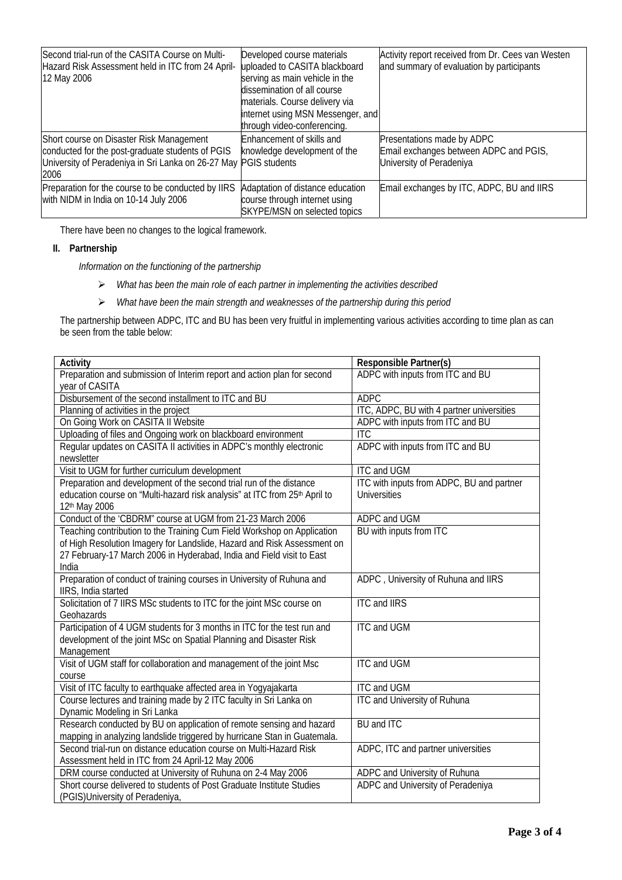| Second trial-run of the CASITA Course on Multi-Hazard Risk Assessment held in ITC from 24 April-12 May 2006 | Developed course materials uploaded to CASITA blackboard serving as main vehicle in the dissemination of all course materials. Course delivery via internet using MSN Messenger, and through video-conferencing. | Activity report received from Dr. Cees van Westen and summary of evaluation by participants |
|---|---|---|
| Short course on Disaster Risk Management conducted for the post-graduate students of PGIS University of Peradeniya in Sri Lanka on 26-27 May 2006 | Enhancement of skills and knowledge development of the PGIS students | Presentations made by ADPC<br>Email exchanges between ADPC and PGIS, University of Peradeniya |
| Preparation for the course to be conducted by IIRS with NIDM in India on 10-14 July 2006 | Adaptation of distance education course through internet using SKYPE/MSN on selected topics | Email exchanges by ITC, ADPC, BU and IIRS |

There have been no changes to the logical framework.

## II. Partnership

*Information on the functioning of the partnership*

- *What has been the main role of each partner in implementing the activities described*
- *What have been the main strength and weaknesses of the partnership during this period*

The partnership between ADPC, ITC and BU has been very fruitful in implementing various activities according to time plan as can be seen from the table below:

| Activity | Responsible Partner(s) |
|---|---|
| Preparation and submission of Interim report and action plan for second year of CASITA | ADPC with inputs from ITC and BU |
| Disbursement of the second installment to ITC and BU | ADPC |
| Planning of activities in the project | ITC, ADPC, BU with 4 partner universities |
| On Going Work on CASITA II Website | ADPC with inputs from ITC and BU |
| Uploading of files and Ongoing work on blackboard environment | ITC |
| Regular updates on CASITA II activities in ADPC's monthly electronic newsletter | ADPC with inputs from ITC and BU |
| Visit to UGM for further curriculum development | ITC and UGM |
| Preparation and development of the second trial run of the distance education course on "Multi-hazard risk analysis" at ITC from 25th April to 12th May 2006 | ITC with inputs from ADPC, BU and partner Universities |
| Conduct of the 'CBDRM" course at UGM from 21-23 March 2006 | ADPC and UGM |
| Teaching contribution to the Training Cum Field Workshop on Application of High Resolution Imagery for Landslide, Hazard and Risk Assessment on 27 February-17 March 2006 in Hyderabad, India and Field visit to East India | BU with inputs from ITC |
| Preparation of conduct of training courses in University of Ruhuna and IIRS, India started | ADPC , University of Ruhuna and IIRS |
| Solicitation of 7 IIRS MSc students to ITC for the joint MSc course on Geohazards | ITC and IIRS |
| Participation of 4 UGM students for 3 months in ITC for the test run and development of the joint MSc on Spatial Planning and Disaster Risk Management | ITC and UGM |
| Visit of UGM staff for collaboration and management of the joint Msc course | ITC and UGM |
| Visit of ITC faculty to earthquake affected area in Yogyajakarta | ITC and UGM |
| Course lectures and training made by 2 ITC faculty in Sri Lanka on Dynamic Modeling in Sri Lanka | ITC and University of Ruhuna |
| Research conducted by BU on application of remote sensing and hazard mapping in analyzing landslide triggered by hurricane Stan in Guatemala. | BU and ITC |
| Second trial-run on distance education course on Multi-Hazard Risk Assessment held in ITC from 24 April-12 May 2006 | ADPC, ITC and partner universities |
| DRM course conducted at University of Ruhuna on 2-4 May 2006 | ADPC and University of Ruhuna |
| Short course delivered to students of Post Graduate Institute Studies (PGIS)University of Peradeniya, | ADPC and University of Peradeniya |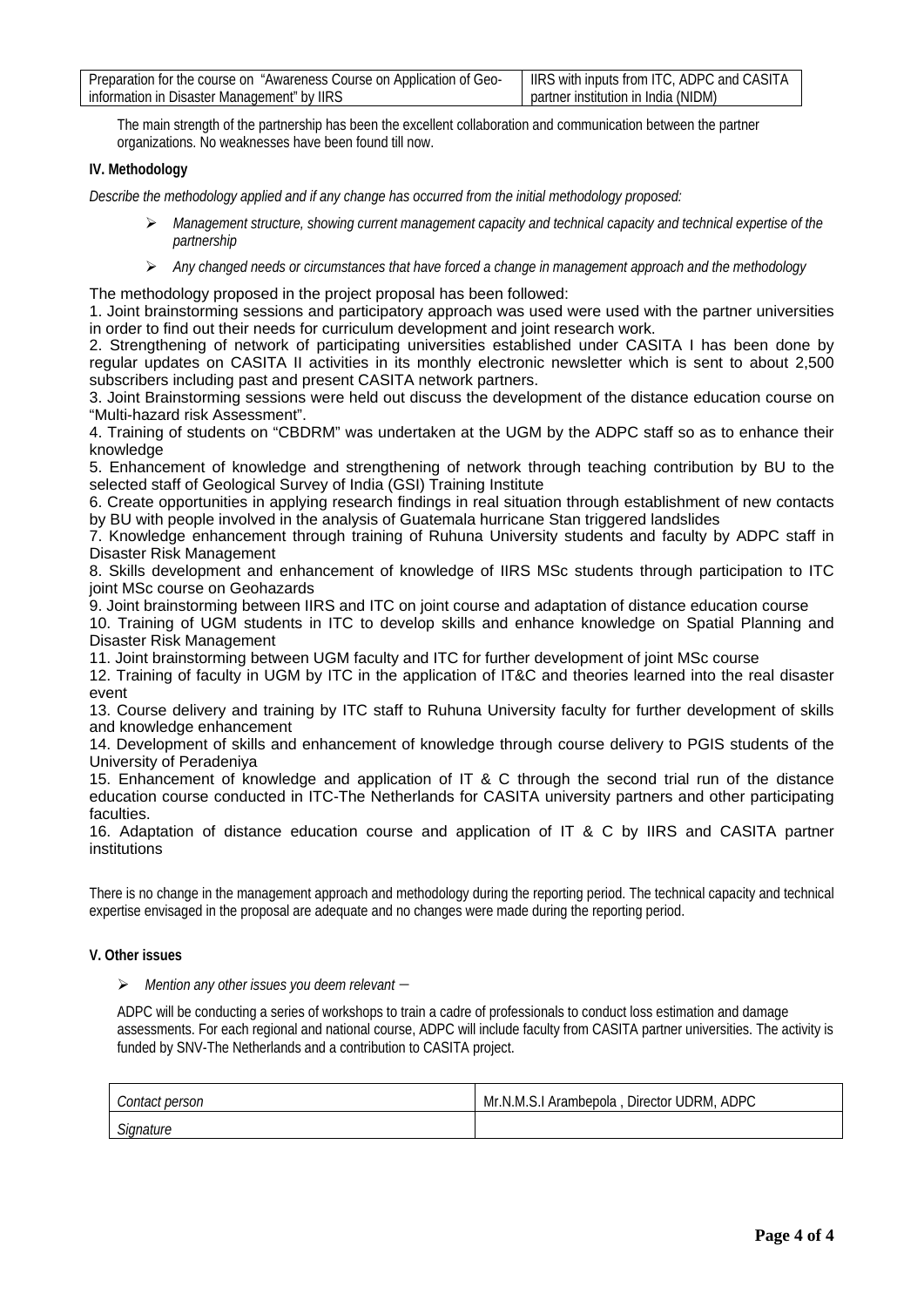| | |
|---|---|
| Preparation for the course on "Awareness Course on Application of Geo-information in Disaster Management" by IIRS | IIRS with inputs from ITC, ADPC and CASITA partner institution in India (NIDM) |

The main strength of the partnership has been the excellent collaboration and communication between the partner organizations. No weaknesses have been found till now.

**IV. Methodology**

*Describe the methodology applied and if any change has occurred from the initial methodology proposed:*

- *Management structure, showing current management capacity and technical capacity and technical expertise of the partnership*
- *Any changed needs or circumstances that have forced a change in management approach and the methodology*

The methodology proposed in the project proposal has been followed:

1. Joint brainstorming sessions and participatory approach was used were used with the partner universities in order to find out their needs for curriculum development and joint research work.
2. Strengthening of network of participating universities established under CASITA I has been done by regular updates on CASITA II activities in its monthly electronic newsletter which is sent to about 2,500 subscribers including past and present CASITA network partners.
3. Joint Brainstorming sessions were held out discuss the development of the distance education course on "Multi-hazard risk Assessment".
4. Training of students on "CBDRM" was undertaken at the UGM by the ADPC staff so as to enhance their knowledge
5. Enhancement of knowledge and strengthening of network through teaching contribution by BU to the selected staff of Geological Survey of India (GSI) Training Institute
6. Create opportunities in applying research findings in real situation through establishment of new contacts by BU with people involved in the analysis of Guatemala hurricane Stan triggered landslides
7. Knowledge enhancement through training of Ruhuna University students and faculty by ADPC staff in Disaster Risk Management
8. Skills development and enhancement of knowledge of IIRS MSc students through participation to ITC joint MSc course on Geohazards
9. Joint brainstorming between IIRS and ITC on joint course and adaptation of distance education course
10. Training of UGM students in ITC to develop skills and enhance knowledge on Spatial Planning and Disaster Risk Management
11. Joint brainstorming between UGM faculty and ITC for further development of joint MSc course
12. Training of faculty in UGM by ITC in the application of IT&C and theories learned into the real disaster event
13. Course delivery and training by ITC staff to Ruhuna University faculty for further development of skills and knowledge enhancement
14. Development of skills and enhancement of knowledge through course delivery to PGIS students of the University of Peradeniya
15. Enhancement of knowledge and application of IT & C through the second trial run of the distance education course conducted in ITC-The Netherlands for CASITA university partners and other participating faculties.
16. Adaptation of distance education course and application of IT & C by IIRS and CASITA partner institutions

There is no change in the management approach and methodology during the reporting period. The technical capacity and technical expertise envisaged in the proposal are adequate and no changes were made during the reporting period.

**V. Other issues**

- *Mention any other issues you deem relevant* –

ADPC will be conducting a series of workshops to train a cadre of professionals to conduct loss estimation and damage assessments. For each regional and national course, ADPC will include faculty from CASITA partner universities. The activity is funded by SNV-The Netherlands and a contribution to CASITA project.

| | |
|---|---|
| *Contact person* | Mr.N.M.S.I Arambepola , Director UDRM, ADPC |
| *Signature* | |